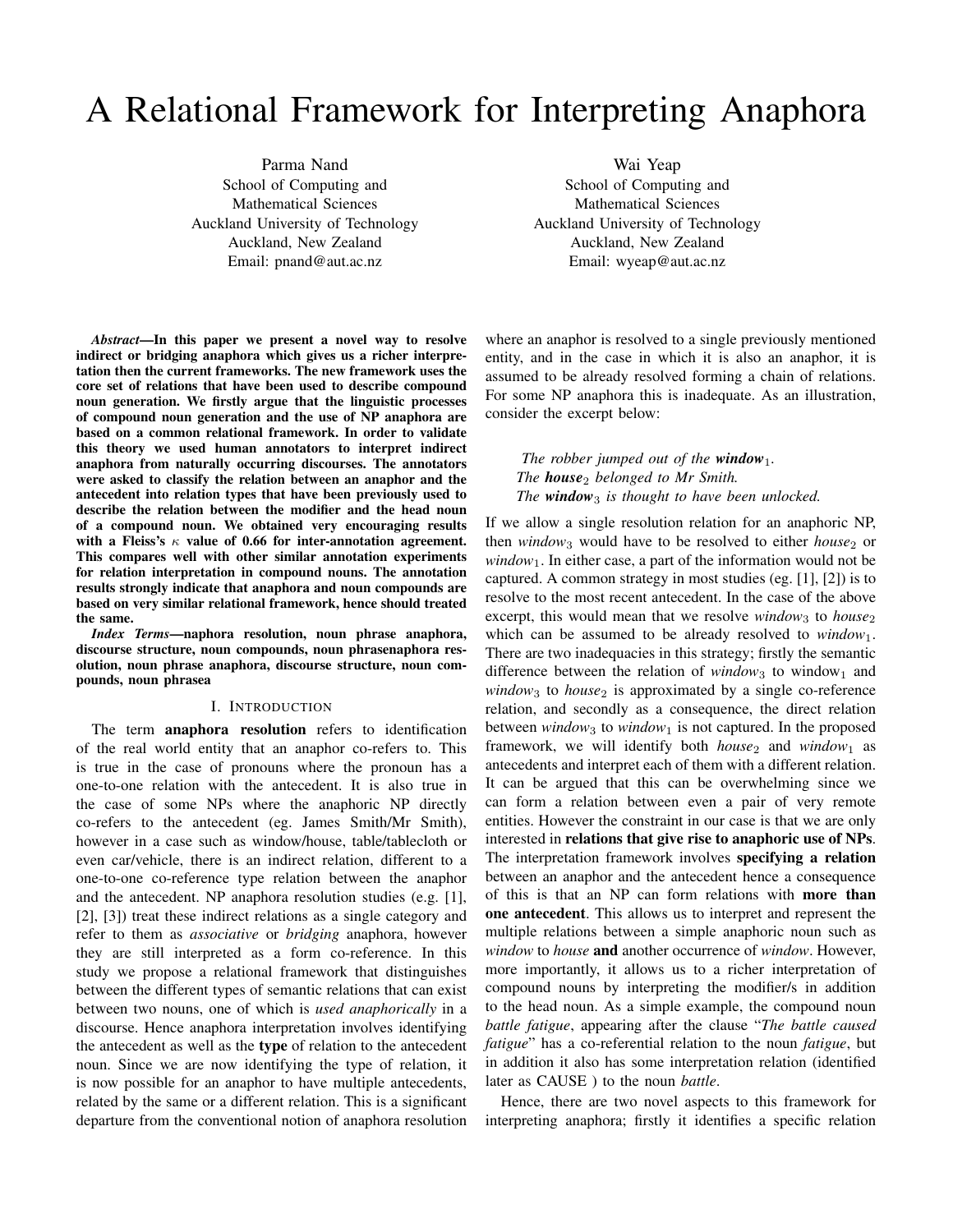# A Relational Framework for Interpreting Anaphora

Parma Nand
School of Computing and
Mathematical Sciences
Auckland University of Technology
Auckland, New Zealand
Email: pnand@aut.ac.nz

Wai Yeap
School of Computing and
Mathematical Sciences
Auckland University of Technology
Auckland, New Zealand
Email: wyeap@aut.ac.nz

***Abstract*—In this paper we present a novel way to resolve indirect or bridging anaphora which gives us a richer interpretation then the current frameworks. The new framework uses the core set of relations that have been used to describe compound noun generation. We firstly argue that the linguistic processes of compound noun generation and the use of NP anaphora are based on a common relational framework. In order to validate this theory we used human annotators to interpret indirect anaphora from naturally occurring discourses. The annotators were asked to classify the relation between an anaphor and the antecedent into relation types that have been previously used to describe the relation between the modifier and the head noun of a compound noun. We obtained very encouraging results with a Fleiss's $\kappa$ value of 0.66 for inter-annotation agreement. This compares well with other similar annotation experiments for relation interpretation in compound nouns. The annotation results strongly indicate that anaphora and noun compounds are based on very similar relational framework, hence should treated the same.**

***Index Terms*—naphora resolution, noun phrase anaphora, discourse structure, noun compounds, noun phrasenaphora resolution, noun phrase anaphora, discourse structure, noun compounds, noun phrasea**

## I. Introduction

The term **anaphora resolution** refers to identification of the real world entity that an anaphor co-refers to. This is true in the case of pronouns where the pronoun has a one-to-one relation with the antecedent. It is also true in the case of some NPs where the anaphoric NP directly co-refers to the antecedent (eg. James Smith/Mr Smith), however in a case such as window/house, table/tablecloth or even car/vehicle, there is an indirect relation, different to a one-to-one co-reference type relation between the anaphor and the antecedent. NP anaphora resolution studies (e.g. [1], [2], [3]) treat these indirect relations as a single category and refer to them as *associative* or *bridging* anaphora, however they are still interpreted as a form co-reference. In this study we propose a relational framework that distinguishes between the different types of semantic relations that can exist between two nouns, one of which is *used anaphorically* in a discourse. Hence anaphora interpretation involves identifying the antecedent as well as the **type** of relation to the antecedent noun. Since we are now identifying the type of relation, it is now possible for an anaphor to have multiple antecedents, related by the same or a different relation. This is a significant departure from the conventional notion of anaphora resolution where an anaphor is resolved to a single previously mentioned entity, and in the case in which it is also an anaphor, it is assumed to be already resolved forming a chain of relations. For some NP anaphora this is inadequate. As an illustration, consider the excerpt below:

> *The robber jumped out of the* ***window***$_1$.
> *The* ***house***$_2$ *belonged to Mr Smith.*
> *The* ***window***$_3$ *is thought to have been unlocked.*

If we allow a single resolution relation for an anaphoric NP, then *window*$_3$ would have to be resolved to either *house*$_2$ or *window*$_1$. In either case, a part of the information would not be captured. A common strategy in most studies (eg. [1], [2]) is to resolve to the most recent antecedent. In the case of the above excerpt, this would mean that we resolve *window*$_3$ to *house*$_2$ which can be assumed to be already resolved to *window*$_1$. There are two inadequacies in this strategy; firstly the semantic difference between the relation of *window*$_3$ to window$_1$ and *window*$_3$ to *house*$_2$ is approximated by a single co-reference relation, and secondly as a consequence, the direct relation between *window*$_3$ to *window*$_1$ is not captured. In the proposed framework, we will identify both *house*$_2$ and *window*$_1$ as antecedents and interpret each of them with a different relation. It can be argued that this can be overwhelming since we can form a relation between even a pair of very remote entities. However the constraint in our case is that we are only interested in **relations that give rise to anaphoric use of NPs**. The interpretation framework involves **specifying a relation** between an anaphor and the antecedent hence a consequence of this is that an NP can form relations with **more than one antecedent**. This allows us to interpret and represent the multiple relations between a simple anaphoric noun such as *window* to *house* **and** another occurrence of *window*. However, more importantly, it allows us to a richer interpretation of compound nouns by interpreting the modifier/s in addition to the head noun. As a simple example, the compound noun *battle fatigue*, appearing after the clause "*The battle caused fatigue*" has a co-referential relation to the noun *fatigue*, but in addition it also has some interpretation relation (identified later as CAUSE ) to the noun *battle*.

Hence, there are two novel aspects to this framework for interpreting anaphora; firstly it identifies a specific relation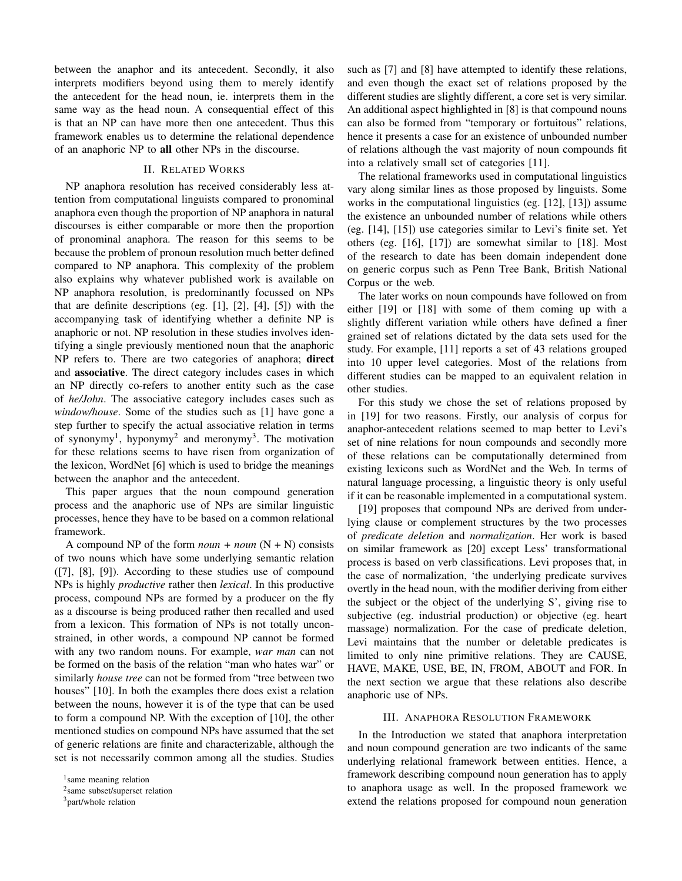between the anaphor and its antecedent. Secondly, it also interprets modifiers beyond using them to merely identify the antecedent for the head noun, ie. interprets them in the same way as the head noun. A consequential effect of this is that an NP can have more then one antecedent. Thus this framework enables us to determine the relational dependence of an anaphoric NP to **all** other NPs in the discourse.

## II. Related Works

NP anaphora resolution has received considerably less attention from computational linguists compared to pronominal anaphora even though the proportion of NP anaphora in natural discourses is either comparable or more then the proportion of pronominal anaphora. The reason for this seems to be because the problem of pronoun resolution much better defined compared to NP anaphora. This complexity of the problem also explains why whatever published work is available on NP anaphora resolution, is predominantly focussed on NPs that are definite descriptions (eg. [1], [2], [4], [5]) with the accompanying task of identifying whether a definite NP is anaphoric or not. NP resolution in these studies involves identifying a single previously mentioned noun that the anaphoric NP refers to. There are two categories of anaphora; **direct** and **associative**. The direct category includes cases in which an NP directly co-refers to another entity such as the case of *he/John*. The associative category includes cases such as *window/house*. Some of the studies such as [1] have gone a step further to specify the actual associative relation in terms of synonymy[1], hyponymy[2] and meronymy[3]. The motivation for these relations seems to have risen from organization of the lexicon, WordNet [6] which is used to bridge the meanings between the anaphor and the antecedent.

This paper argues that the noun compound generation process and the anaphoric use of NPs are similar linguistic processes, hence they have to be based on a common relational framework.

A compound NP of the form *noun + noun* (N + N) consists of two nouns which have some underlying semantic relation ([7], [8], [9]). According to these studies use of compound NPs is highly *productive* rather then *lexical*. In this productive process, compound NPs are formed by a producer on the fly as a discourse is being produced rather then recalled and used from a lexicon. This formation of NPs is not totally unconstrained, in other words, a compound NP cannot be formed with any two random nouns. For example, *war man* can not be formed on the basis of the relation "man who hates war" or similarly *house tree* can not be formed from "tree between two houses" [10]. In both the examples there does exist a relation between the nouns, however it is of the type that can be used to form a compound NP. With the exception of [10], the other mentioned studies on compound NPs have assumed that the set of generic relations are finite and characterizable, although the set is not necessarily common among all the studies. Studies such as [7] and [8] have attempted to identify these relations, and even though the exact set of relations proposed by the different studies are slightly different, a core set is very similar. An additional aspect highlighted in [8] is that compound nouns can also be formed from "temporary or fortuitous" relations, hence it presents a case for an existence of unbounded number of relations although the vast majority of noun compounds fit into a relatively small set of categories [11].

The relational frameworks used in computational linguistics vary along similar lines as those proposed by linguists. Some works in the computational linguistics (eg. [12], [13]) assume the existence an unbounded number of relations while others (eg. [14], [15]) use categories similar to Levi's finite set. Yet others (eg. [16], [17]) are somewhat similar to [18]. Most of the research to date has been domain independent done on generic corpus such as Penn Tree Bank, British National Corpus or the web.

The later works on noun compounds have followed on from either [19] or [18] with some of them coming up with a slightly different variation while others have defined a finer grained set of relations dictated by the data sets used for the study. For example, [11] reports a set of 43 relations grouped into 10 upper level categories. Most of the relations from different studies can be mapped to an equivalent relation in other studies.

For this study we chose the set of relations proposed by in [19] for two reasons. Firstly, our analysis of corpus for anaphor-antecedent relations seemed to map better to Levi's set of nine relations for noun compounds and secondly more of these relations can be computationally determined from existing lexicons such as WordNet and the Web. In terms of natural language processing, a linguistic theory is only useful if it can be reasonable implemented in a computational system.

[19] proposes that compound NPs are derived from underlying clause or complement structures by the two processes of *predicate deletion* and *normalization*. Her work is based on similar framework as [20] except Less' transformational process is based on verb classifications. Levi proposes that, in the case of normalization, 'the underlying predicate survives overtly in the head noun, with the modifier deriving from either the subject or the object of the underlying S', giving rise to subjective (eg. industrial production) or objective (eg. heart massage) normalization. For the case of predicate deletion, Levi maintains that the number or deletable predicates is limited to only nine primitive relations. They are CAUSE, HAVE, MAKE, USE, BE, IN, FROM, ABOUT and FOR. In the next section we argue that these relations also describe anaphoric use of NPs.

## III. Anaphora Resolution Framework

In the Introduction we stated that anaphora interpretation and noun compound generation are two indicants of the same underlying relational framework between entities. Hence, a framework describing compound noun generation has to apply to anaphora usage as well. In the proposed framework we extend the relations proposed for compound noun generation

---

[1] same meaning relation

[2] same subset/superset relation

[3] part/whole relation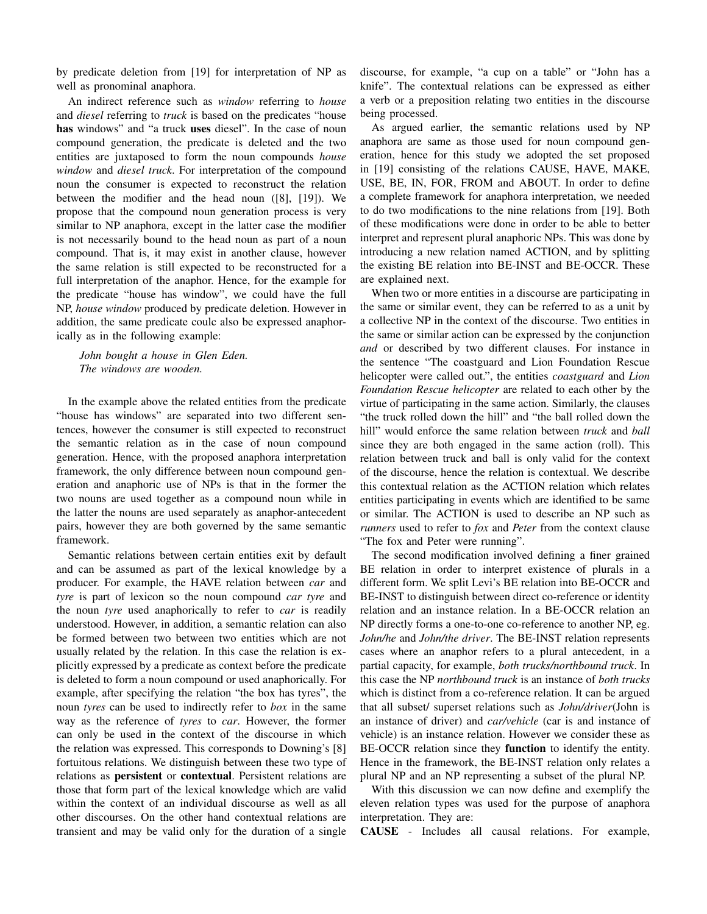by predicate deletion from [19] for interpretation of NP as well as pronominal anaphora.

An indirect reference such as *window* referring to *house* and *diesel* referring to *truck* is based on the predicates "house **has** windows" and "a truck **uses** diesel". In the case of noun compound generation, the predicate is deleted and the two entities are juxtaposed to form the noun compounds *house window* and *diesel truck*. For interpretation of the compound noun the consumer is expected to reconstruct the relation between the modifier and the head noun ([8], [19]). We propose that the compound noun generation process is very similar to NP anaphora, except in the latter case the modifier is not necessarily bound to the head noun as part of a noun compound. That is, it may exist in another clause, however the same relation is still expected to be reconstructed for a full interpretation of the anaphor. Hence, for the example for the predicate "house has window", we could have the full NP, *house window* produced by predicate deletion. However in addition, the same predicate coulc also be expressed anaphorically as in the following example:

*John bought a house in Glen Eden.*
*The windows are wooden.*

In the example above the related entities from the predicate "house has windows" are separated into two different sentences, however the consumer is still expected to reconstruct the semantic relation as in the case of noun compound generation. Hence, with the proposed anaphora interpretation framework, the only difference between noun compound generation and anaphoric use of NPs is that in the former the two nouns are used together as a compound noun while in the latter the nouns are used separately as anaphor-antecedent pairs, however they are both governed by the same semantic framework.

Semantic relations between certain entities exit by default and can be assumed as part of the lexical knowledge by a producer. For example, the HAVE relation between *car* and *tyre* is part of lexicon so the noun compound *car tyre* and the noun *tyre* used anaphorically to refer to *car* is readily understood. However, in addition, a semantic relation can also be formed between two between two entities which are not usually related by the relation. In this case the relation is explicitly expressed by a predicate as context before the predicate is deleted to form a noun compound or used anaphorically. For example, after specifying the relation "the box has tyres", the noun *tyres* can be used to indirectly refer to *box* in the same way as the reference of *tyres* to *car*. However, the former can only be used in the context of the discourse in which the relation was expressed. This corresponds to Downing's [8] fortuitous relations. We distinguish between these two type of relations as **persistent** or **contextual**. Persistent relations are those that form part of the lexical knowledge which are valid within the context of an individual discourse as well as all other discourses. On the other hand contextual relations are transient and may be valid only for the duration of a single discourse, for example, "a cup on a table" or "John has a knife". The contextual relations can be expressed as either a verb or a preposition relating two entities in the discourse being processed.

As argued earlier, the semantic relations used by NP anaphora are same as those used for noun compound generation, hence for this study we adopted the set proposed in [19] consisting of the relations CAUSE, HAVE, MAKE, USE, BE, IN, FOR, FROM and ABOUT. In order to define a complete framework for anaphora interpretation, we needed to do two modifications to the nine relations from [19]. Both of these modifications were done in order to be able to better interpret and represent plural anaphoric NPs. This was done by introducing a new relation named ACTION, and by splitting the existing BE relation into BE-INST and BE-OCCR. These are explained next.

When two or more entities in a discourse are participating in the same or similar event, they can be referred to as a unit by a collective NP in the context of the discourse. Two entities in the same or similar action can be expressed by the conjunction *and* or described by two different clauses. For instance in the sentence "The coastguard and Lion Foundation Rescue helicopter were called out.", the entities *coastguard* and *Lion Foundation Rescue helicopter* are related to each other by the virtue of participating in the same action. Similarly, the clauses "the truck rolled down the hill" and "the ball rolled down the hill" would enforce the same relation between *truck* and *ball* since they are both engaged in the same action (roll). This relation between truck and ball is only valid for the context of the discourse, hence the relation is contextual. We describe this contextual relation as the ACTION relation which relates entities participating in events which are identified to be same or similar. The ACTION is used to describe an NP such as *runners* used to refer to *fox* and *Peter* from the context clause "The fox and Peter were running".

The second modification involved defining a finer grained BE relation in order to interpret existence of plurals in a different form. We split Levi's BE relation into BE-OCCR and BE-INST to distinguish between direct co-reference or identity relation and an instance relation. In a BE-OCCR relation an NP directly forms a one-to-one co-reference to another NP, eg. *John/he* and *John/the driver*. The BE-INST relation represents cases where an anaphor refers to a plural antecedent, in a partial capacity, for example, *both trucks/northbound truck*. In this case the NP *northbound truck* is an instance of *both trucks* which is distinct from a co-reference relation. It can be argued that all subset/ superset relations such as *John/driver*(John is an instance of driver) and *car/vehicle* (car is and instance of vehicle) is an instance relation. However we consider these as BE-OCCR relation since they **function** to identify the entity. Hence in the framework, the BE-INST relation only relates a plural NP and an NP representing a subset of the plural NP.

With this discussion we can now define and exemplify the eleven relation types was used for the purpose of anaphora interpretation. They are:

**CAUSE** - Includes all causal relations. For example,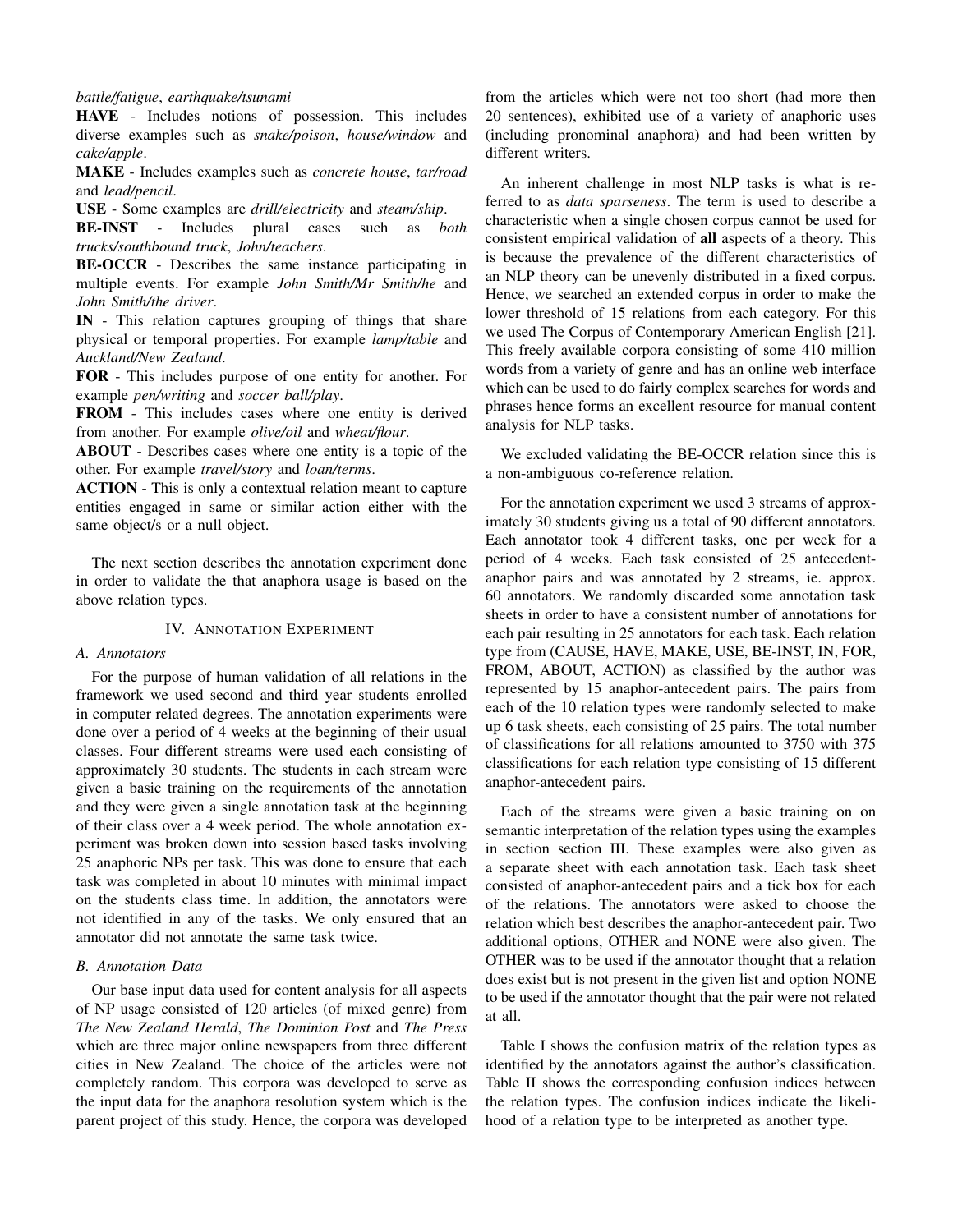*battle/fatigue*, *earthquake/tsunami*

**HAVE** - Includes notions of possession. This includes diverse examples such as *snake/poison*, *house/window* and *cake/apple*.

**MAKE** - Includes examples such as *concrete house*, *tar/road* and *lead/pencil*.

**USE** - Some examples are *drill/electricity* and *steam/ship*.

**BE-INST** - Includes plural cases such as *both trucks/southbound truck*, *John/teachers*.

**BE-OCCR** - Describes the same instance participating in multiple events. For example *John Smith/Mr Smith/he* and *John Smith/the driver*.

**IN** - This relation captures grouping of things that share physical or temporal properties. For example *lamp/table* and *Auckland/New Zealand*.

**FOR** - This includes purpose of one entity for another. For example *pen/writing* and *soccer ball/play*.

**FROM** - This includes cases where one entity is derived from another. For example *olive/oil* and *wheat/flour*.

**ABOUT** - Describes cases where one entity is a topic of the other. For example *travel/story* and *loan/terms*.

**ACTION** - This is only a contextual relation meant to capture entities engaged in same or similar action either with the same object/s or a null object.

The next section describes the annotation experiment done in order to validate the that anaphora usage is based on the above relation types.

## IV. Annotation Experiment

### A. Annotators

For the purpose of human validation of all relations in the framework we used second and third year students enrolled in computer related degrees. The annotation experiments were done over a period of 4 weeks at the beginning of their usual classes. Four different streams were used each consisting of approximately 30 students. The students in each stream were given a basic training on the requirements of the annotation and they were given a single annotation task at the beginning of their class over a 4 week period. The whole annotation experiment was broken down into session based tasks involving 25 anaphoric NPs per task. This was done to ensure that each task was completed in about 10 minutes with minimal impact on the students class time. In addition, the annotators were not identified in any of the tasks. We only ensured that an annotator did not annotate the same task twice.

### B. Annotation Data

Our base input data used for content analysis for all aspects of NP usage consisted of 120 articles (of mixed genre) from *The New Zealand Herald*, *The Dominion Post* and *The Press* which are three major online newspapers from three different cities in New Zealand. The choice of the articles were not completely random. This corpora was developed to serve as the input data for the anaphora resolution system which is the parent project of this study. Hence, the corpora was developed from the articles which were not too short (had more then 20 sentences), exhibited use of a variety of anaphoric uses (including pronominal anaphora) and had been written by different writers.

An inherent challenge in most NLP tasks is what is referred to as *data sparseness*. The term is used to describe a characteristic when a single chosen corpus cannot be used for consistent empirical validation of **all** aspects of a theory. This is because the prevalence of the different characteristics of an NLP theory can be unevenly distributed in a fixed corpus. Hence, we searched an extended corpus in order to make the lower threshold of 15 relations from each category. For this we used The Corpus of Contemporary American English [21]. This freely available corpora consisting of some 410 million words from a variety of genre and has an online web interface which can be used to do fairly complex searches for words and phrases hence forms an excellent resource for manual content analysis for NLP tasks.

We excluded validating the BE-OCCR relation since this is a non-ambiguous co-reference relation.

For the annotation experiment we used 3 streams of approximately 30 students giving us a total of 90 different annotators. Each annotator took 4 different tasks, one per week for a period of 4 weeks. Each task consisted of 25 antecedent-anaphor pairs and was annotated by 2 streams, ie. approx. 60 annotators. We randomly discarded some annotation task sheets in order to have a consistent number of annotations for each pair resulting in 25 annotators for each task. Each relation type from (CAUSE, HAVE, MAKE, USE, BE-INST, IN, FOR, FROM, ABOUT, ACTION) as classified by the author was represented by 15 anaphor-antecedent pairs. The pairs from each of the 10 relation types were randomly selected to make up 6 task sheets, each consisting of 25 pairs. The total number of classifications for all relations amounted to 3750 with 375 classifications for each relation type consisting of 15 different anaphor-antecedent pairs.

Each of the streams were given a basic training on on semantic interpretation of the relation types using the examples in section section III. These examples were also given as a separate sheet with each annotation task. Each task sheet consisted of anaphor-antecedent pairs and a tick box for each of the relations. The annotators were asked to choose the relation which best describes the anaphor-antecedent pair. Two additional options, OTHER and NONE were also given. The OTHER was to be used if the annotator thought that a relation does exist but is not present in the given list and option NONE to be used if the annotator thought that the pair were not related at all.

Table I shows the confusion matrix of the relation types as identified by the annotators against the author's classification. Table II shows the corresponding confusion indices between the relation types. The confusion indices indicate the likelihood of a relation type to be interpreted as another type.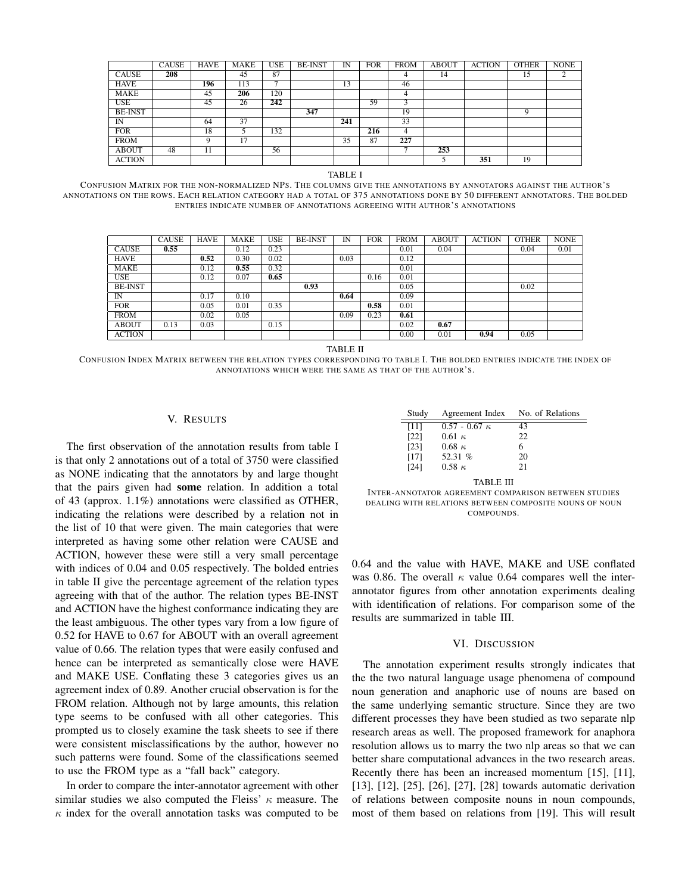| | CAUSE | HAVE | MAKE | USE | BE-INST | IN | FOR | FROM | ABOUT | ACTION | OTHER | NONE |
|---|---|---|---|---|---|---|---|---|---|---|---|---|
| CAUSE | **208** | | 45 | 87 | | | | 4 | 14 | | 15 | 2 |
| HAVE | | **196** | 113 | 7 | | 13 | | 46 | | | | |
| MAKE | | 45 | **206** | 120 | | | | 4 | | | | |
| USE | | 45 | 26 | **242** | | | 59 | 3 | | | | |
| BE-INST | | | | | **347** | | | 19 | | | 9 | |
| IN | | 64 | 37 | | | **241** | | 33 | | | | |
| FOR | | 18 | 5 | 132 | | | **216** | 4 | | | | |
| FROM | | 9 | 17 | | | 35 | 87 | **227** | | | | |
| ABOUT | 48 | 11 | | 56 | | | | 7 | **253** | | | |
| ACTION | | | | | | | | | 5 | **351** | 19 | |

TABLE I

CONFUSION MATRIX FOR THE NON-NORMALIZED NPS. THE COLUMNS GIVE THE ANNOTATIONS BY ANNOTATORS AGAINST THE AUTHOR'S ANNOTATIONS ON THE ROWS. EACH RELATION CATEGORY HAD A TOTAL OF 375 ANNOTATIONS DONE BY 50 DIFFERENT ANNOTATORS. THE BOLDED ENTRIES INDICATE NUMBER OF ANNOTATIONS AGREEING WITH AUTHOR'S ANNOTATIONS

| | CAUSE | HAVE | MAKE | USE | BE-INST | IN | FOR | FROM | ABOUT | ACTION | OTHER | NONE |
|---|---|---|---|---|---|---|---|---|---|---|---|---|
| CAUSE | **0.55** | | 0.12 | 0.23 | | | | 0.01 | 0.04 | | 0.04 | 0.01 |
| HAVE | | **0.52** | 0.30 | 0.02 | | 0.03 | | 0.12 | | | | |
| MAKE | | 0.12 | **0.55** | 0.32 | | | | 0.01 | | | | |
| USE | | 0.12 | 0.07 | **0.65** | | | 0.16 | 0.01 | | | | |
| BE-INST | | | | | **0.93** | | | 0.05 | | | 0.02 | |
| IN | | 0.17 | 0.10 | | | **0.64** | | 0.09 | | | | |
| FOR | | 0.05 | 0.01 | 0.35 | | | **0.58** | 0.01 | | | | |
| FROM | | 0.02 | 0.05 | | | 0.09 | 0.23 | **0.61** | | | | |
| ABOUT | 0.13 | 0.03 | | 0.15 | | | | 0.02 | **0.67** | | | |
| ACTION | | | | | | | | 0.00 | 0.01 | **0.94** | 0.05 | |

TABLE II

CONFUSION INDEX MATRIX BETWEEN THE RELATION TYPES CORRESPONDING TO TABLE I. THE BOLDED ENTRIES INDICATE THE INDEX OF ANNOTATIONS WHICH WERE THE SAME AS THAT OF THE AUTHOR'S.

## V. RESULTS

The first observation of the annotation results from table I is that only 2 annotations out of a total of 3750 were classified as NONE indicating that the annotators by and large thought that the pairs given had **some** relation. In addition a total of 43 (approx. 1.1%) annotations were classified as OTHER, indicating the relations were described by a relation not in the list of 10 that were given. The main categories that were interpreted as having some other relation were CAUSE and ACTION, however these were still a very small percentage with indices of 0.04 and 0.05 respectively. The bolded entries in table II give the percentage agreement of the relation types agreeing with that of the author. The relation types BE-INST and ACTION have the highest conformance indicating they are the least ambiguous. The other types vary from a low figure of 0.52 for HAVE to 0.67 for ABOUT with an overall agreement value of 0.66. The relation types that were easily confused and hence can be interpreted as semantically close were HAVE and MAKE USE. Conflating these 3 categories gives us an agreement index of 0.89. Another crucial observation is for the FROM relation. Although not by large amounts, this relation type seems to be confused with all other categories. This prompted us to closely examine the task sheets to see if there were consistent misclassifications by the author, however no such patterns were found. Some of the classifications seemed to use the FROM type as a "fall back" category.

In order to compare the inter-annotator agreement with other similar studies we also computed the Fleiss' $\kappa$ measure. The $\kappa$ index for the overall annotation tasks was computed to be 0.64 and the value with HAVE, MAKE and USE conflated was 0.86. The overall $\kappa$ value 0.64 compares well the inter-annotator figures from other annotation experiments dealing with identification of relations. For comparison some of the results are summarized in table III.

| Study | Agreement Index | No. of Relations |
|---|---|---|
| [11] | 0.57 - 0.67 $\kappa$ | 43 |
| [22] | 0.61 $\kappa$ | 22 |
| [23] | 0.68 $\kappa$ | 6 |
| [17] | 52.31 % | 20 |
| [24] | 0.58 $\kappa$ | 21 |

TABLE III

INTER-ANNOTATOR AGREEMENT COMPARISON BETWEEN STUDIES DEALING WITH RELATIONS BETWEEN COMPOSITE NOUNS OF NOUN COMPOUNDS.

## VI. DISCUSSION

The annotation experiment results strongly indicates that the the two natural language usage phenomena of compound noun generation and anaphoric use of nouns are based on the same underlying semantic structure. Since they are two different processes they have been studied as two separate nlp research areas as well. The proposed framework for anaphora resolution allows us to marry the two nlp areas so that we can better share computational advances in the two research areas. Recently there has been an increased momentum [15], [11], [13], [12], [25], [26], [27], [28] towards automatic derivation of relations between composite nouns in noun compounds, most of them based on relations from [19]. This will result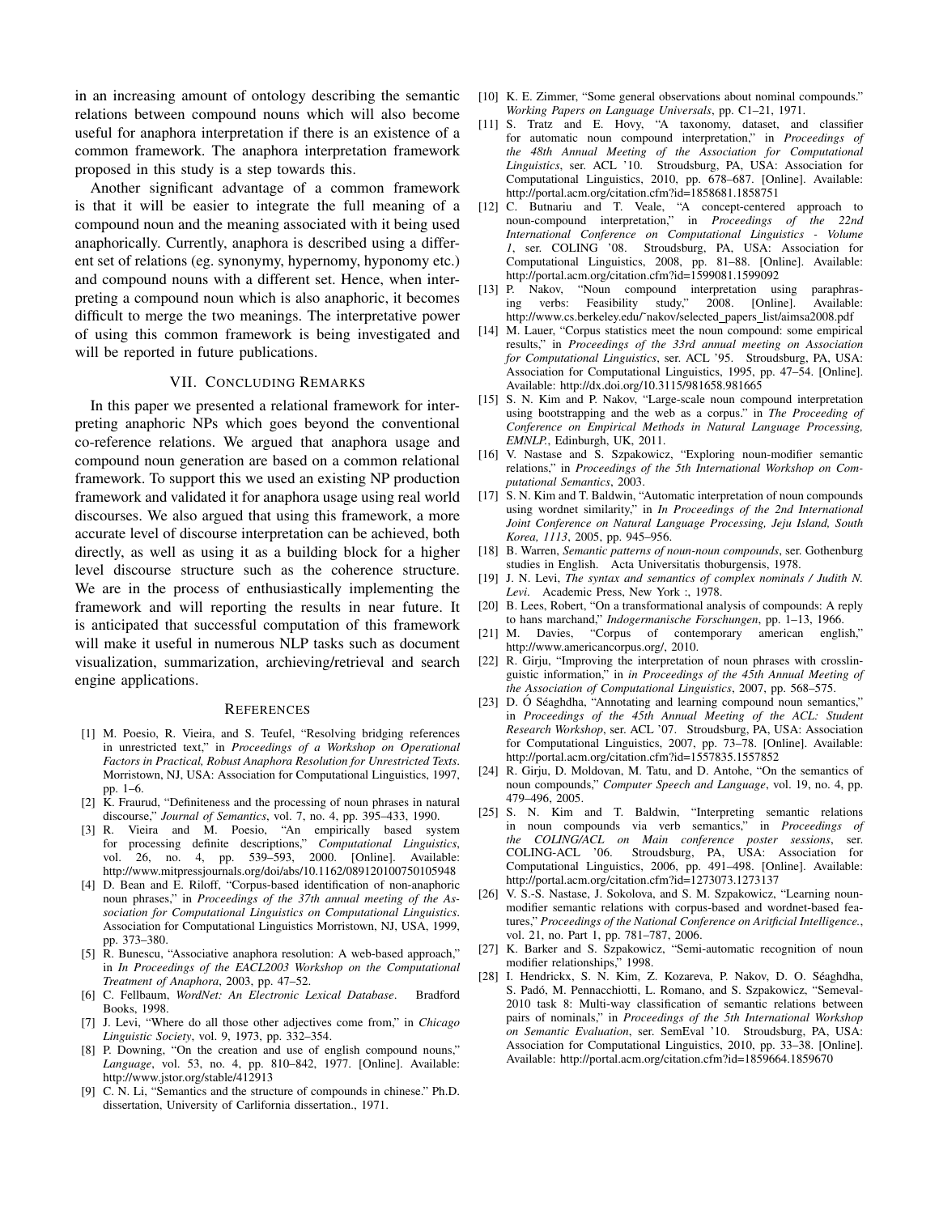in an increasing amount of ontology describing the semantic relations between compound nouns which will also become useful for anaphora interpretation if there is an existence of a common framework. The anaphora interpretation framework proposed in this study is a step towards this.

Another significant advantage of a common framework is that it will be easier to integrate the full meaning of a compound noun and the meaning associated with it being used anaphorically. Currently, anaphora is described using a different set of relations (eg. synonymy, hypernomy, hyponomy etc.) and compound nouns with a different set. Hence, when interpreting a compound noun which is also anaphoric, it becomes difficult to merge the two meanings. The interpretative power of using this common framework is being investigated and will be reported in future publications.

## VII. Concluding Remarks

In this paper we presented a relational framework for interpreting anaphoric NPs which goes beyond the conventional co-reference relations. We argued that anaphora usage and compound noun generation are based on a common relational framework. To support this we used an existing NP production framework and validated it for anaphora usage using real world discourses. We also argued that using this framework, a more accurate level of discourse interpretation can be achieved, both directly, as well as using it as a building block for a higher level discourse structure such as the coherence structure. We are in the process of enthusiastically implementing the framework and will reporting the results in near future. It is anticipated that successful computation of this framework will make it useful in numerous NLP tasks such as document visualization, summarization, archieving/retrieval and search engine applications.

## References

[1] M. Poesio, R. Vieira, and S. Teufel, "Resolving bridging references in unrestricted text," in *Proceedings of a Workshop on Operational Factors in Practical, Robust Anaphora Resolution for Unrestricted Texts*. Morristown, NJ, USA: Association for Computational Linguistics, 1997, pp. 1–6.

[2] K. Fraurud, "Definiteness and the processing of noun phrases in natural discourse," *Journal of Semantics*, vol. 7, no. 4, pp. 395–433, 1990.

[3] R. Vieira and M. Poesio, "An empirically based system for processing definite descriptions," *Computational Linguistics*, vol. 26, no. 4, pp. 539–593, 2000. [Online]. Available: http://www.mitpressjournals.org/doi/abs/10.1162/089120100750105948

[4] D. Bean and E. Riloff, "Corpus-based identification of non-anaphoric noun phrases," in *Proceedings of the 37th annual meeting of the Association for Computational Linguistics on Computational Linguistics*. Association for Computational Linguistics Morristown, NJ, USA, 1999, pp. 373–380.

[5] R. Bunescu, "Associative anaphora resolution: A web-based approach," in *In Proceedings of the EACL2003 Workshop on the Computational Treatment of Anaphora*, 2003, pp. 47–52.

[6] C. Fellbaum, *WordNet: An Electronic Lexical Database*. Bradford Books, 1998.

[7] J. Levi, "Where do all those other adjectives come from," in *Chicago Linguistic Society*, vol. 9, 1973, pp. 332–354.

[8] P. Downing, "On the creation and use of english compound nouns," *Language*, vol. 53, no. 4, pp. 810–842, 1977. [Online]. Available: http://www.jstor.org/stable/412913

[9] C. N. Li, "Semantics and the structure of compounds in chinese." Ph.D. dissertation, University of Carlifornia dissertation., 1971.

[10] K. E. Zimmer, "Some general observations about nominal compounds." *Working Papers on Language Universals*, pp. C1–21, 1971.

[11] S. Tratz and E. Hovy, "A taxonomy, dataset, and classifier for automatic noun compound interpretation," in *Proceedings of the 48th Annual Meeting of the Association for Computational Linguistics*, ser. ACL '10. Stroudsburg, PA, USA: Association for Computational Linguistics, 2010, pp. 678–687. [Online]. Available: http://portal.acm.org/citation.cfm?id=1858681.1858751

[12] C. Butnariu and T. Veale, "A concept-centered approach to noun-compound interpretation," in *Proceedings of the 22nd International Conference on Computational Linguistics - Volume 1*, ser. COLING '08. Stroudsburg, PA, USA: Association for Computational Linguistics, 2008, pp. 81–88. [Online]. Available: http://portal.acm.org/citation.cfm?id=1599081.1599092

[13] P. Nakov, "Noun compound interpretation using paraphrasing verbs: Feasibility study," 2008. [Online]. Available: http://www.cs.berkeley.edu/~nakov/selected_papers_list/aimsa2008.pdf

[14] M. Lauer, "Corpus statistics meet the noun compound: some empirical results," in *Proceedings of the 33rd annual meeting on Association for Computational Linguistics*, ser. ACL '95. Stroudsburg, PA, USA: Association for Computational Linguistics, 1995, pp. 47–54. [Online]. Available: http://dx.doi.org/10.3115/981658.981665

[15] S. N. Kim and P. Nakov, "Large-scale noun compound interpretation using bootstrapping and the web as a corpus." in *The Proceeding of Conference on Empirical Methods in Natural Language Processing, EMNLP.*, Edinburgh, UK, 2011.

[16] V. Nastase and S. Szpakowicz, "Exploring noun-modifier semantic relations," in *Proceedings of the 5th International Workshop on Computational Semantics*, 2003.

[17] S. N. Kim and T. Baldwin, "Automatic interpretation of noun compounds using wordnet similarity," in *In Proceedings of the 2nd International Joint Conference on Natural Language Processing, Jeju Island, South Korea, 1113*, 2005, pp. 945–956.

[18] B. Warren, *Semantic patterns of noun-noun compounds*, ser. Gothenburg studies in English. Acta Universitatis thoburgensis, 1978.

[19] J. N. Levi, *The syntax and semantics of complex nominals / Judith N. Levi*. Academic Press, New York :, 1978.

[20] B. Lees, Robert, "On a transformational analysis of compounds: A reply to hans marchand," *Indogermanische Forschungen*, pp. 1–13, 1966.

[21] M. Davies, "Corpus of contemporary american english," http://www.americancorpus.org/, 2010.

[22] R. Girju, "Improving the interpretation of noun phrases with crosslinguistic information," in *in Proceedings of the 45th Annual Meeting of the Association of Computational Linguistics*, 2007, pp. 568–575.

[23] D. Ó Séaghdha, "Annotating and learning compound noun semantics," in *Proceedings of the 45th Annual Meeting of the ACL: Student Research Workshop*, ser. ACL '07. Stroudsburg, PA, USA: Association for Computational Linguistics, 2007, pp. 73–78. [Online]. Available: http://portal.acm.org/citation.cfm?id=1557835.1557852

[24] R. Girju, D. Moldovan, M. Tatu, and D. Antohe, "On the semantics of noun compounds," *Computer Speech and Language*, vol. 19, no. 4, pp. 479–496, 2005.

[25] S. N. Kim and T. Baldwin, "Interpreting semantic relations in noun compounds via verb semantics," in *Proceedings of the COLING/ACL on Main conference poster sessions*, ser. COLING-ACL '06. Stroudsburg, PA, USA: Association for Computational Linguistics, 2006, pp. 491–498. [Online]. Available: http://portal.acm.org/citation.cfm?id=1273073.1273137

[26] V. S.-S. Nastase, J. Sokolova, and S. M. Szpakowicz, "Learning noun-modifier semantic relations with corpus-based and wordnet-based features," *Proceedings of the National Conference on Aritficial Intelligence.*, vol. 21, no. Part 1, pp. 781–787, 2006.

[27] K. Barker and S. Szpakowicz, "Semi-automatic recognition of noun modifier relationships," 1998.

[28] I. Hendrickx, S. N. Kim, Z. Kozareva, P. Nakov, D. O. Séaghdha, S. Padó, M. Pennacchiotti, L. Romano, and S. Szpakowicz, "Semeval-2010 task 8: Multi-way classification of semantic relations between pairs of nominals," in *Proceedings of the 5th International Workshop on Semantic Evaluation*, ser. SemEval '10. Stroudsburg, PA, USA: Association for Computational Linguistics, 2010, pp. 33–38. [Online]. Available: http://portal.acm.org/citation.cfm?id=1859664.1859670